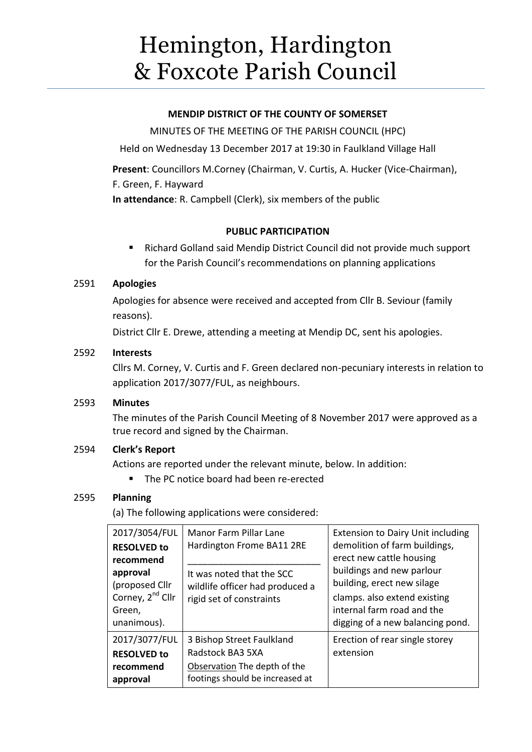# Hemington, Hardington & Foxcote Parish Council

**MENDIP DISTRICT OF THE COUNTY OF SOMERSET**

MINUTES OF THE MEETING OF THE PARISH COUNCIL (HPC)

Held on Wednesday 13 December 2017 at 19:30 in Faulkland Village Hall

**Present**: Councillors M.Corney (Chairman, V. Curtis, A. Hucker (Vice-Chairman), F. Green, F. Hayward

**In attendance**: R. Campbell (Clerk), six members of the public

**PUBLIC PARTICIPATION**

- Richard Golland said Mendip District Council did not provide much support for the Parish Council's recommendations on planning applications

2591 **Apologies**

Apologies for absence were received and accepted from Cllr B. Seviour (family reasons).

District Cllr E. Drewe, attending a meeting at Mendip DC, sent his apologies.

2592 **Interests**

Cllrs M. Corney, V. Curtis and F. Green declared non-pecuniary interests in relation to application 2017/3077/FUL, as neighbours.

2593 **Minutes**

The minutes of the Parish Council Meeting of 8 November 2017 were approved as a true record and signed by the Chairman.

2594 **Clerk's Report**

Actions are reported under the relevant minute, below. In addition:

- The PC notice board had been re-erected

2595 **Planning**

(a) The following applications were considered:

| | | |
|---|---|---|
| 2017/3054/FUL **RESOLVED to recommend approval** (proposed Cllr Corney, 2nd Cllr Green, unanimous). | Manor Farm Pillar Lane Hardington Frome BA11 2RE<br>It was noted that the SCC wildlife officer had produced a rigid set of constraints | Extension to Dairy Unit including demolition of farm buildings, erect new cattle housing buildings and new parlour building, erect new silage clamps. also extend existing internal farm road and the digging of a new balancing pond. |
| 2017/3077/FUL **RESOLVED to recommend approval** | 3 Bishop Street Faulkland Radstock BA3 5XA<br>Observation The depth of the footings should be increased at | Erection of rear single storey extension |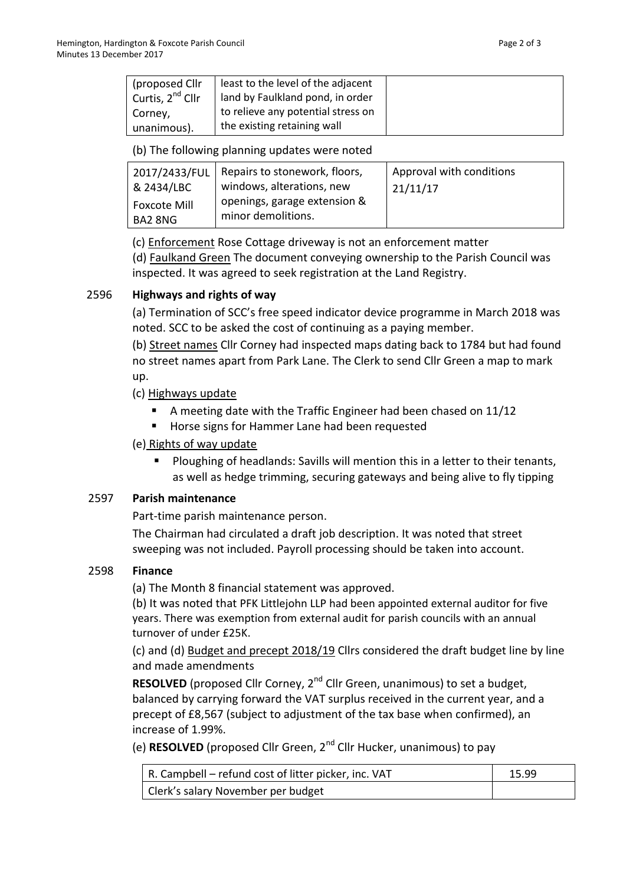| (proposed Cllr Curtis, 2nd Cllr Corney, unanimous). | least to the level of the adjacent land by Faulkland pond, in order to relieve any potential stress on the existing retaining wall | |
|---|---|---|

(b) The following planning updates were noted

| 2017/2433/FUL & 2434/LBC Foxcote Mill BA2 8NG | Repairs to stonework, floors, windows, alterations, new openings, garage extension & minor demolitions. | Approval with conditions 21/11/17 |
|---|---|---|

(c) Enforcement Rose Cottage driveway is not an enforcement matter

(d) Faulkand Green The document conveying ownership to the Parish Council was inspected. It was agreed to seek registration at the Land Registry.

2596 **Highways and rights of way**

(a) Termination of SCC's free speed indicator device programme in March 2018 was noted. SCC to be asked the cost of continuing as a paying member.

(b) Street names Cllr Corney had inspected maps dating back to 1784 but had found no street names apart from Park Lane. The Clerk to send Cllr Green a map to mark up.

(c) Highways update

- A meeting date with the Traffic Engineer had been chased on 11/12
- Horse signs for Hammer Lane had been requested

(e) Rights of way update

- Ploughing of headlands: Savills will mention this in a letter to their tenants, as well as hedge trimming, securing gateways and being alive to fly tipping

2597 **Parish maintenance**

Part-time parish maintenance person.

The Chairman had circulated a draft job description. It was noted that street sweeping was not included. Payroll processing should be taken into account.

2598 **Finance**

(a) The Month 8 financial statement was approved.

(b) It was noted that PFK Littlejohn LLP had been appointed external auditor for five years. There was exemption from external audit for parish councils with an annual turnover of under £25K.

(c) and (d) Budget and precept 2018/19 Cllrs considered the draft budget line by line and made amendments

**RESOLVED** (proposed Cllr Corney, 2nd Cllr Green, unanimous) to set a budget, balanced by carrying forward the VAT surplus received in the current year, and a precept of £8,567 (subject to adjustment of the tax base when confirmed), an increase of 1.99%.

(e) **RESOLVED** (proposed Cllr Green, 2nd Cllr Hucker, unanimous) to pay

| R. Campbell – refund cost of litter picker, inc. VAT | 15.99 |
|---|---|
| Clerk's salary November per budget | |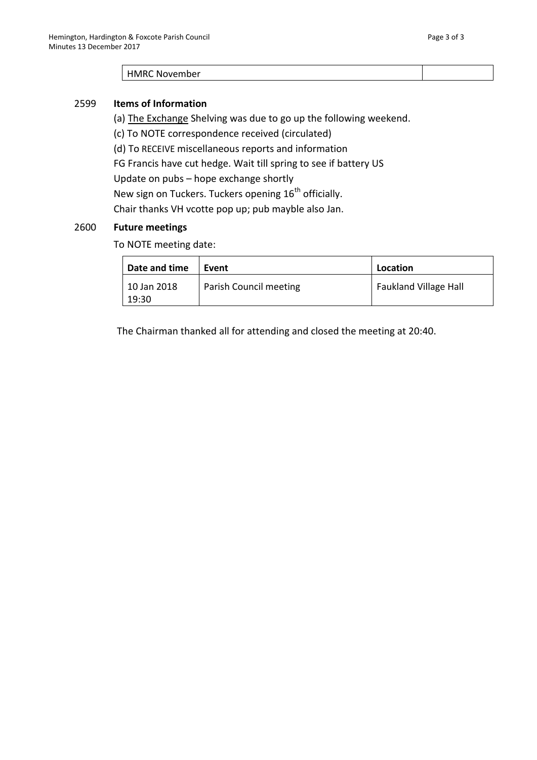| | |
|---|---|
| HMRC November | |

## 2599 Items of Information

(a) The Exchange Shelving was due to go up the following weekend.

(c) To NOTE correspondence received (circulated)

(d) To RECEIVE miscellaneous reports and information

FG Francis have cut hedge. Wait till spring to see if battery US

Update on pubs – hope exchange shortly

New sign on Tuckers. Tuckers opening 16th officially.

Chair thanks VH vcotte pop up; pub mayble also Jan.

## 2600 Future meetings

To NOTE meeting date:

| Date and time | Event | Location |
|---|---|---|
| 10 Jan 2018 19:30 | Parish Council meeting | Faukland Village Hall |

The Chairman thanked all for attending and closed the meeting at 20:40.